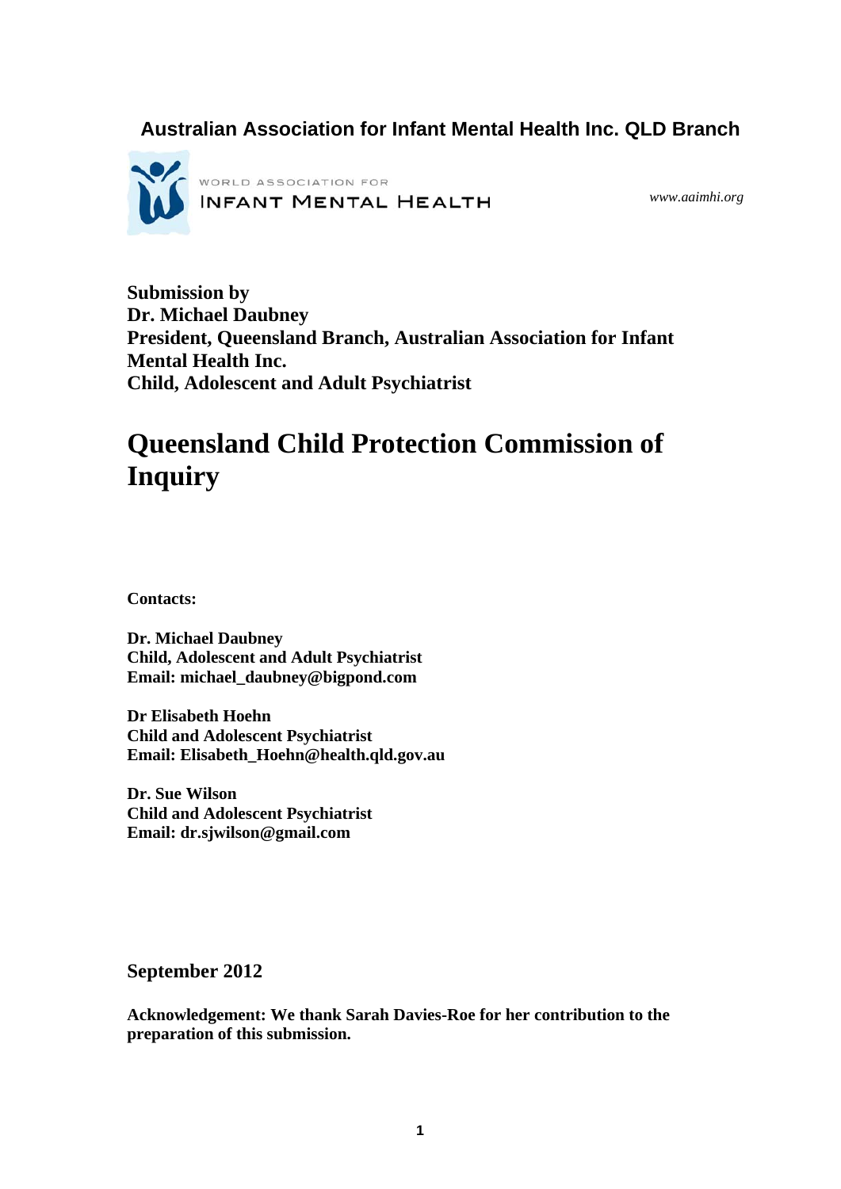## Australian Association for Infant Mental Health Inc. QLD Branch

WORLD ASSOCIATION FOR
INFANT MENTAL HEALTH

*www.aaimhi.org*

**Submission by**
**Dr. Michael Daubney**
**President, Queensland Branch, Australian Association for Infant Mental Health Inc.**
**Child, Adolescent and Adult Psychiatrist**

# Queensland Child Protection Commission of Inquiry

**Contacts:**

**Dr. Michael Daubney**
**Child, Adolescent and Adult Psychiatrist**
**Email: michael_daubney@bigpond.com**

**Dr Elisabeth Hoehn**
**Child and Adolescent Psychiatrist**
**Email: Elisabeth_Hoehn@health.qld.gov.au**

**Dr. Sue Wilson**
**Child and Adolescent Psychiatrist**
**Email: dr.sjwilson@gmail.com**

**September 2012**

**Acknowledgement: We thank Sarah Davies-Roe for her contribution to the preparation of this submission.**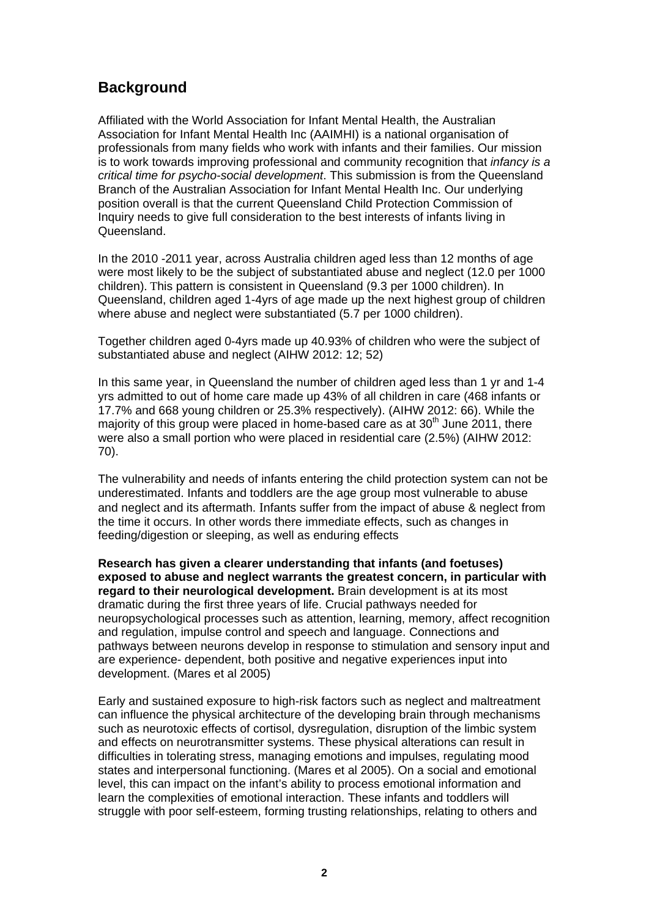## Background

Affiliated with the World Association for Infant Mental Health, the Australian Association for Infant Mental Health Inc (AAIMHI) is a national organisation of professionals from many fields who work with infants and their families. Our mission is to work towards improving professional and community recognition that *infancy is a critical time for psycho-social development*. This submission is from the Queensland Branch of the Australian Association for Infant Mental Health Inc. Our underlying position overall is that the current Queensland Child Protection Commission of Inquiry needs to give full consideration to the best interests of infants living in Queensland.

In the 2010 -2011 year, across Australia children aged less than 12 months of age were most likely to be the subject of substantiated abuse and neglect (12.0 per 1000 children). This pattern is consistent in Queensland (9.3 per 1000 children). In Queensland, children aged 1-4yrs of age made up the next highest group of children where abuse and neglect were substantiated (5.7 per 1000 children).

Together children aged 0-4yrs made up 40.93% of children who were the subject of substantiated abuse and neglect (AIHW 2012: 12; 52)

In this same year, in Queensland the number of children aged less than 1 yr and 1-4 yrs admitted to out of home care made up 43% of all children in care (468 infants or 17.7% and 668 young children or 25.3% respectively). (AIHW 2012: 66). While the majority of this group were placed in home-based care as at 30th June 2011, there were also a small portion who were placed in residential care (2.5%) (AIHW 2012: 70).

The vulnerability and needs of infants entering the child protection system can not be underestimated. Infants and toddlers are the age group most vulnerable to abuse and neglect and its aftermath. Infants suffer from the impact of abuse & neglect from the time it occurs. In other words there immediate effects, such as changes in feeding/digestion or sleeping, as well as enduring effects

**Research has given a clearer understanding that infants (and foetuses) exposed to abuse and neglect warrants the greatest concern, in particular with regard to their neurological development.** Brain development is at its most dramatic during the first three years of life. Crucial pathways needed for neuropsychological processes such as attention, learning, memory, affect recognition and regulation, impulse control and speech and language. Connections and pathways between neurons develop in response to stimulation and sensory input and are experience- dependent, both positive and negative experiences input into development. (Mares et al 2005)

Early and sustained exposure to high-risk factors such as neglect and maltreatment can influence the physical architecture of the developing brain through mechanisms such as neurotoxic effects of cortisol, dysregulation, disruption of the limbic system and effects on neurotransmitter systems. These physical alterations can result in difficulties in tolerating stress, managing emotions and impulses, regulating mood states and interpersonal functioning. (Mares et al 2005). On a social and emotional level, this can impact on the infant's ability to process emotional information and learn the complexities of emotional interaction. These infants and toddlers will struggle with poor self-esteem, forming trusting relationships, relating to others and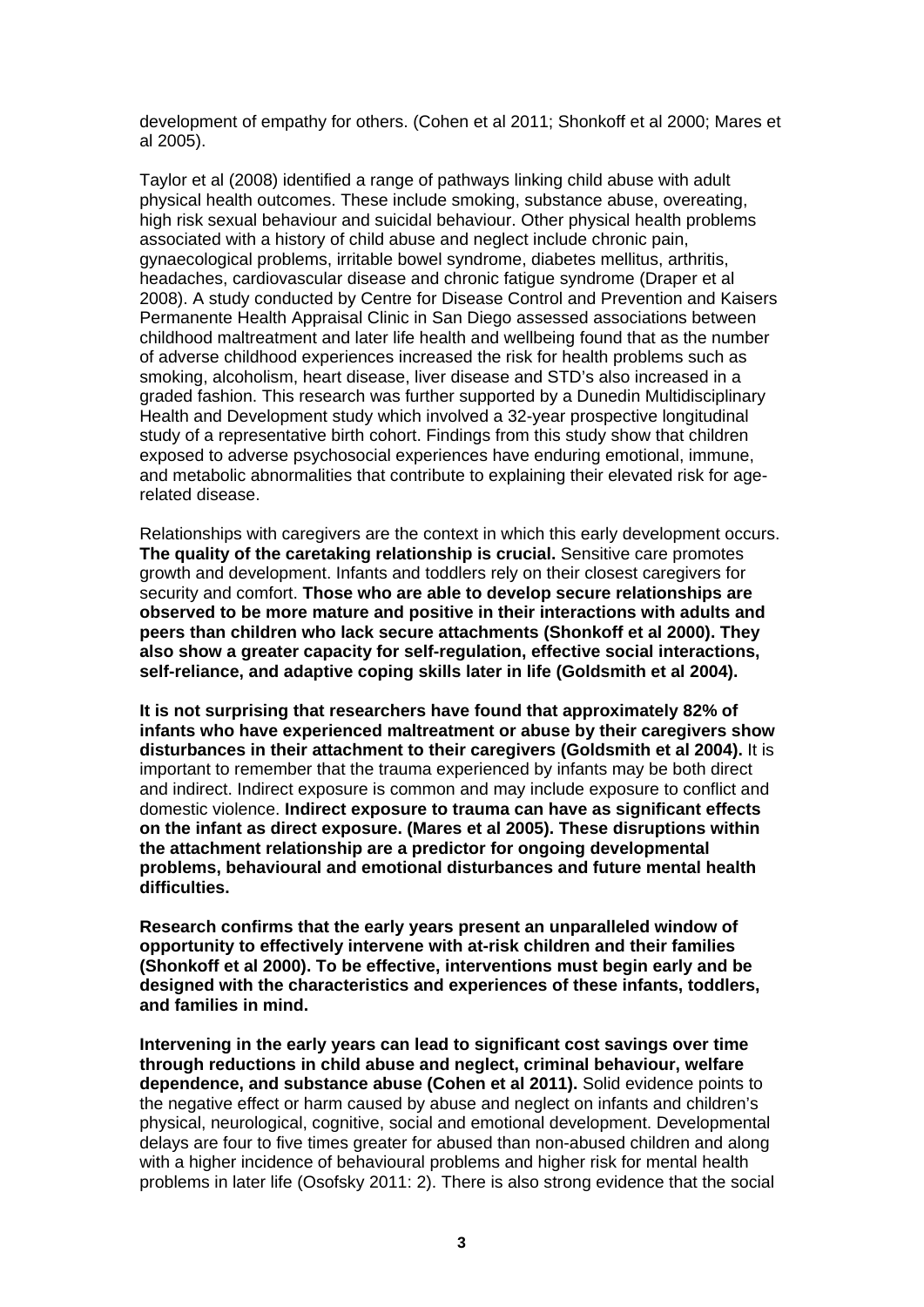development of empathy for others. (Cohen et al 2011; Shonkoff et al 2000; Mares et al 2005).

Taylor et al (2008) identified a range of pathways linking child abuse with adult physical health outcomes. These include smoking, substance abuse, overeating, high risk sexual behaviour and suicidal behaviour. Other physical health problems associated with a history of child abuse and neglect include chronic pain, gynaecological problems, irritable bowel syndrome, diabetes mellitus, arthritis, headaches, cardiovascular disease and chronic fatigue syndrome (Draper et al 2008). A study conducted by Centre for Disease Control and Prevention and Kaisers Permanente Health Appraisal Clinic in San Diego assessed associations between childhood maltreatment and later life health and wellbeing found that as the number of adverse childhood experiences increased the risk for health problems such as smoking, alcoholism, heart disease, liver disease and STD's also increased in a graded fashion. This research was further supported by a Dunedin Multidisciplinary Health and Development study which involved a 32-year prospective longitudinal study of a representative birth cohort. Findings from this study show that children exposed to adverse psychosocial experiences have enduring emotional, immune, and metabolic abnormalities that contribute to explaining their elevated risk for age-related disease.

Relationships with caregivers are the context in which this early development occurs. **The quality of the caretaking relationship is crucial.** Sensitive care promotes growth and development. Infants and toddlers rely on their closest caregivers for security and comfort. **Those who are able to develop secure relationships are observed to be more mature and positive in their interactions with adults and peers than children who lack secure attachments (Shonkoff et al 2000). They also show a greater capacity for self-regulation, effective social interactions, self-reliance, and adaptive coping skills later in life (Goldsmith et al 2004).**

**It is not surprising that researchers have found that approximately 82% of infants who have experienced maltreatment or abuse by their caregivers show disturbances in their attachment to their caregivers (Goldsmith et al 2004).** It is important to remember that the trauma experienced by infants may be both direct and indirect. Indirect exposure is common and may include exposure to conflict and domestic violence. **Indirect exposure to trauma can have as significant effects on the infant as direct exposure. (Mares et al 2005). These disruptions within the attachment relationship are a predictor for ongoing developmental problems, behavioural and emotional disturbances and future mental health difficulties.**

**Research confirms that the early years present an unparalleled window of opportunity to effectively intervene with at-risk children and their families (Shonkoff et al 2000). To be effective, interventions must begin early and be designed with the characteristics and experiences of these infants, toddlers, and families in mind.**

**Intervening in the early years can lead to significant cost savings over time through reductions in child abuse and neglect, criminal behaviour, welfare dependence, and substance abuse (Cohen et al 2011).** Solid evidence points to the negative effect or harm caused by abuse and neglect on infants and children's physical, neurological, cognitive, social and emotional development. Developmental delays are four to five times greater for abused than non-abused children and along with a higher incidence of behavioural problems and higher risk for mental health problems in later life (Osofsky 2011: 2). There is also strong evidence that the social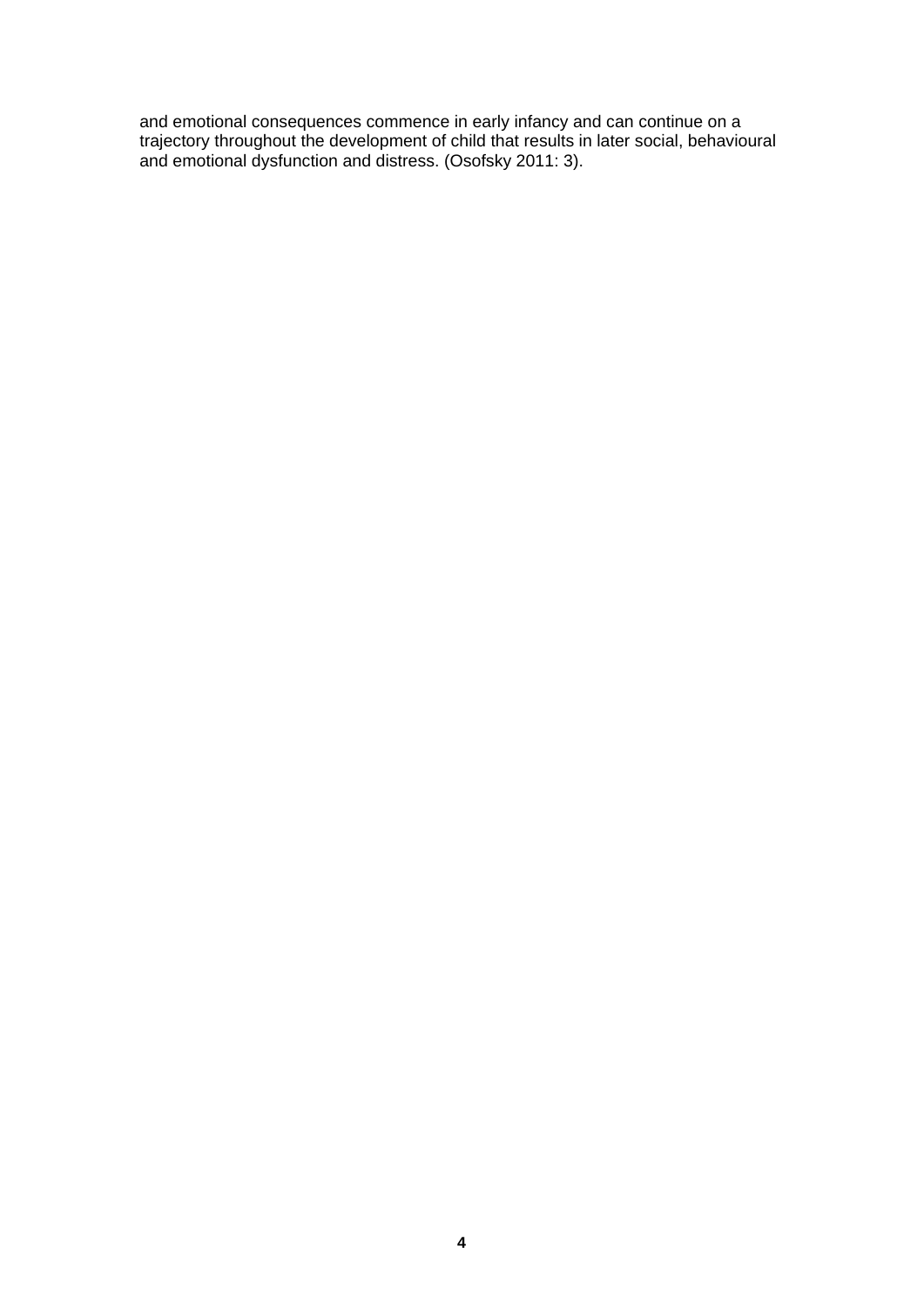and emotional consequences commence in early infancy and can continue on a trajectory throughout the development of child that results in later social, behavioural and emotional dysfunction and distress. (Osofsky 2011: 3).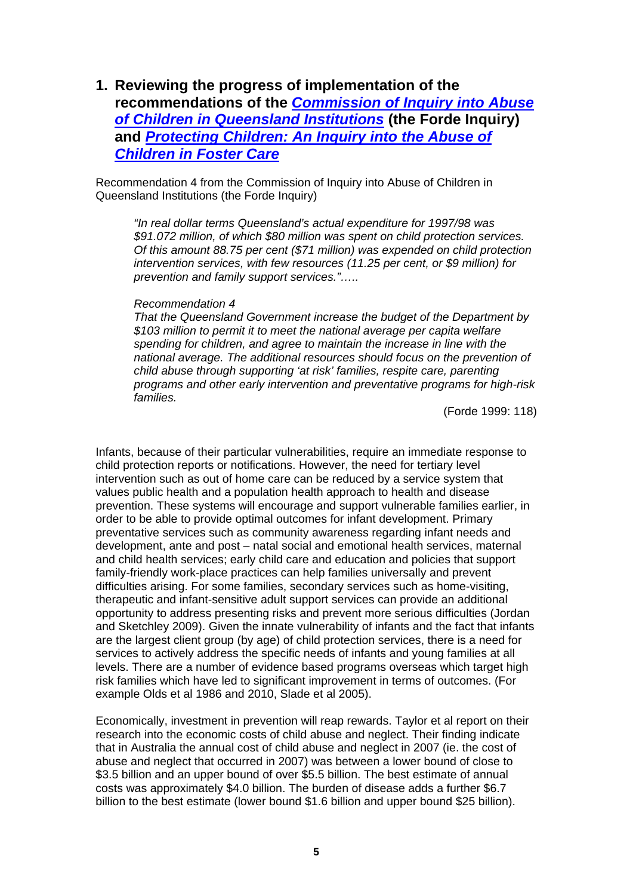# 1. Reviewing the progress of implementation of the recommendations of the *Commission of Inquiry into Abuse of Children in Queensland Institutions* (the Forde Inquiry) and *Protecting Children: An Inquiry into the Abuse of Children in Foster Care*

Recommendation 4 from the Commission of Inquiry into Abuse of Children in Queensland Institutions (the Forde Inquiry)

> *"In real dollar terms Queensland's actual expenditure for 1997/98 was $91.072 million, of which $80 million was spent on child protection services. Of this amount 88.75 per cent ($71 million) was expended on child protection intervention services, with few resources (11.25 per cent, or $9 million) for prevention and family support services."…..*
>
> *Recommendation 4*
> *That the Queensland Government increase the budget of the Department by $103 million to permit it to meet the national average per capita welfare spending for children, and agree to maintain the increase in line with the national average. The additional resources should focus on the prevention of child abuse through supporting 'at risk' families, respite care, parenting programs and other early intervention and preventative programs for high-risk families.*
>
> (Forde 1999: 118)

Infants, because of their particular vulnerabilities, require an immediate response to child protection reports or notifications. However, the need for tertiary level intervention such as out of home care can be reduced by a service system that values public health and a population health approach to health and disease prevention. These systems will encourage and support vulnerable families earlier, in order to be able to provide optimal outcomes for infant development. Primary preventative services such as community awareness regarding infant needs and development, ante and post – natal social and emotional health services, maternal and child health services; early child care and education and policies that support family-friendly work-place practices can help families universally and prevent difficulties arising. For some families, secondary services such as home-visiting, therapeutic and infant-sensitive adult support services can provide an additional opportunity to address presenting risks and prevent more serious difficulties (Jordan and Sketchley 2009). Given the innate vulnerability of infants and the fact that infants are the largest client group (by age) of child protection services, there is a need for services to actively address the specific needs of infants and young families at all levels. There are a number of evidence based programs overseas which target high risk families which have led to significant improvement in terms of outcomes. (For example Olds et al 1986 and 2010, Slade et al 2005).

Economically, investment in prevention will reap rewards. Taylor et al report on their research into the economic costs of child abuse and neglect. Their finding indicate that in Australia the annual cost of child abuse and neglect in 2007 (ie. the cost of abuse and neglect that occurred in 2007) was between a lower bound of close to $3.5 billion and an upper bound of over $5.5 billion. The best estimate of annual costs was approximately $4.0 billion. The burden of disease adds a further $6.7 billion to the best estimate (lower bound $1.6 billion and upper bound $25 billion).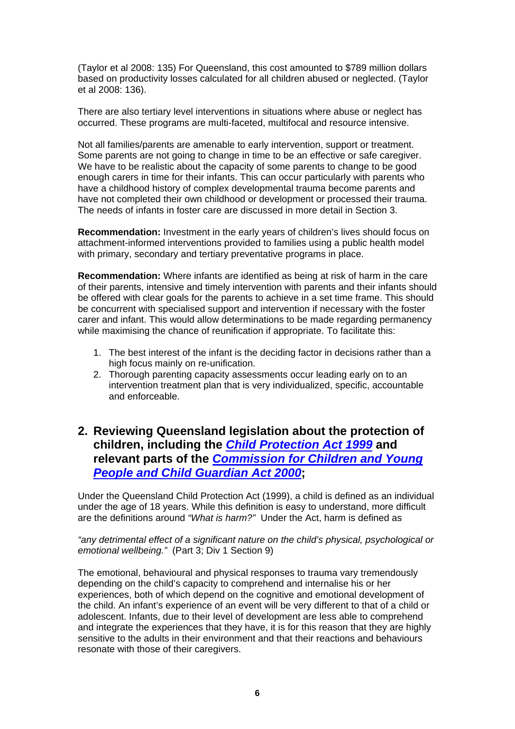(Taylor et al 2008: 135) For Queensland, this cost amounted to $789 million dollars based on productivity losses calculated for all children abused or neglected. (Taylor et al 2008: 136).

There are also tertiary level interventions in situations where abuse or neglect has occurred. These programs are multi-faceted, multifocal and resource intensive.

Not all families/parents are amenable to early intervention, support or treatment. Some parents are not going to change in time to be an effective or safe caregiver. We have to be realistic about the capacity of some parents to change to be good enough carers in time for their infants. This can occur particularly with parents who have a childhood history of complex developmental trauma become parents and have not completed their own childhood or development or processed their trauma. The needs of infants in foster care are discussed in more detail in Section 3.

**Recommendation:** Investment in the early years of children's lives should focus on attachment-informed interventions provided to families using a public health model with primary, secondary and tertiary preventative programs in place.

**Recommendation:** Where infants are identified as being at risk of harm in the care of their parents, intensive and timely intervention with parents and their infants should be offered with clear goals for the parents to achieve in a set time frame. This should be concurrent with specialised support and intervention if necessary with the foster carer and infant. This would allow determinations to be made regarding permanency while maximising the chance of reunification if appropriate. To facilitate this:

1. The best interest of the infant is the deciding factor in decisions rather than a high focus mainly on re-unification.
2. Thorough parenting capacity assessments occur leading early on to an intervention treatment plan that is very individualized, specific, accountable and enforceable.

## 2. Reviewing Queensland legislation about the protection of children, including the *Child Protection Act 1999* and relevant parts of the *Commission for Children and Young People and Child Guardian Act 2000*;

Under the Queensland Child Protection Act (1999), a child is defined as an individual under the age of 18 years. While this definition is easy to understand, more difficult are the definitions around *"What is harm?"* Under the Act, harm is defined as

*"any detrimental effect of a significant nature on the child's physical, psychological or emotional wellbeing."* (Part 3; Div 1 Section 9)

The emotional, behavioural and physical responses to trauma vary tremendously depending on the child's capacity to comprehend and internalise his or her experiences, both of which depend on the cognitive and emotional development of the child. An infant's experience of an event will be very different to that of a child or adolescent. Infants, due to their level of development are less able to comprehend and integrate the experiences that they have, it is for this reason that they are highly sensitive to the adults in their environment and that their reactions and behaviours resonate with those of their caregivers.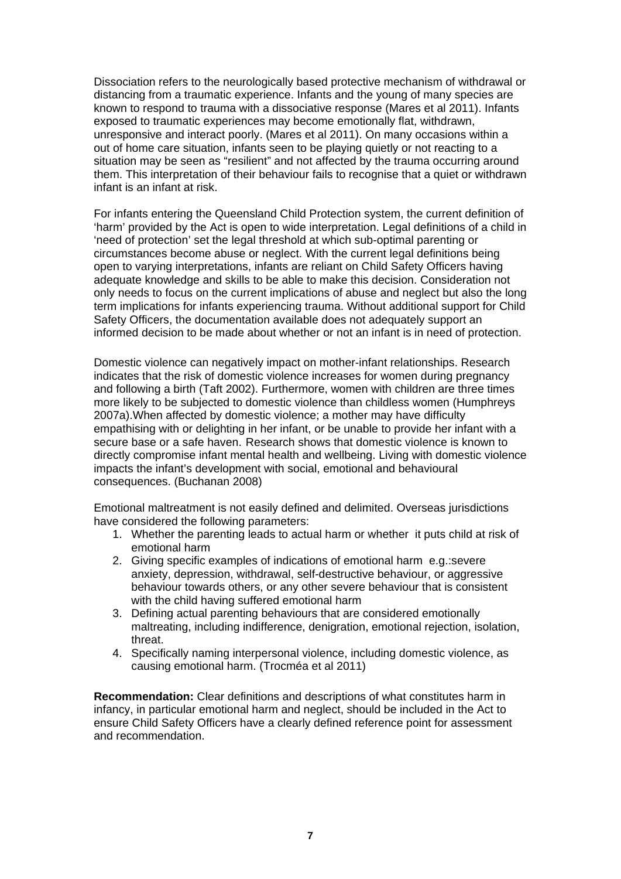Dissociation refers to the neurologically based protective mechanism of withdrawal or distancing from a traumatic experience. Infants and the young of many species are known to respond to trauma with a dissociative response (Mares et al 2011). Infants exposed to traumatic experiences may become emotionally flat, withdrawn, unresponsive and interact poorly. (Mares et al 2011). On many occasions within a out of home care situation, infants seen to be playing quietly or not reacting to a situation may be seen as "resilient" and not affected by the trauma occurring around them. This interpretation of their behaviour fails to recognise that a quiet or withdrawn infant is an infant at risk.

For infants entering the Queensland Child Protection system, the current definition of 'harm' provided by the Act is open to wide interpretation. Legal definitions of a child in 'need of protection' set the legal threshold at which sub-optimal parenting or circumstances become abuse or neglect. With the current legal definitions being open to varying interpretations, infants are reliant on Child Safety Officers having adequate knowledge and skills to be able to make this decision. Consideration not only needs to focus on the current implications of abuse and neglect but also the long term implications for infants experiencing trauma. Without additional support for Child Safety Officers, the documentation available does not adequately support an informed decision to be made about whether or not an infant is in need of protection.

Domestic violence can negatively impact on mother-infant relationships. Research indicates that the risk of domestic violence increases for women during pregnancy and following a birth (Taft 2002). Furthermore, women with children are three times more likely to be subjected to domestic violence than childless women (Humphreys 2007a).When affected by domestic violence; a mother may have difficulty empathising with or delighting in her infant, or be unable to provide her infant with a secure base or a safe haven. Research shows that domestic violence is known to directly compromise infant mental health and wellbeing. Living with domestic violence impacts the infant's development with social, emotional and behavioural consequences. (Buchanan 2008)

Emotional maltreatment is not easily defined and delimited. Overseas jurisdictions have considered the following parameters:

1. Whether the parenting leads to actual harm or whether it puts child at risk of emotional harm
2. Giving specific examples of indications of emotional harm e.g.:severe anxiety, depression, withdrawal, self-destructive behaviour, or aggressive behaviour towards others, or any other severe behaviour that is consistent with the child having suffered emotional harm
3. Defining actual parenting behaviours that are considered emotionally maltreating, including indifference, denigration, emotional rejection, isolation, threat.
4. Specifically naming interpersonal violence, including domestic violence, as causing emotional harm. (Trocméa et al 2011)

**Recommendation:** Clear definitions and descriptions of what constitutes harm in infancy, in particular emotional harm and neglect, should be included in the Act to ensure Child Safety Officers have a clearly defined reference point for assessment and recommendation.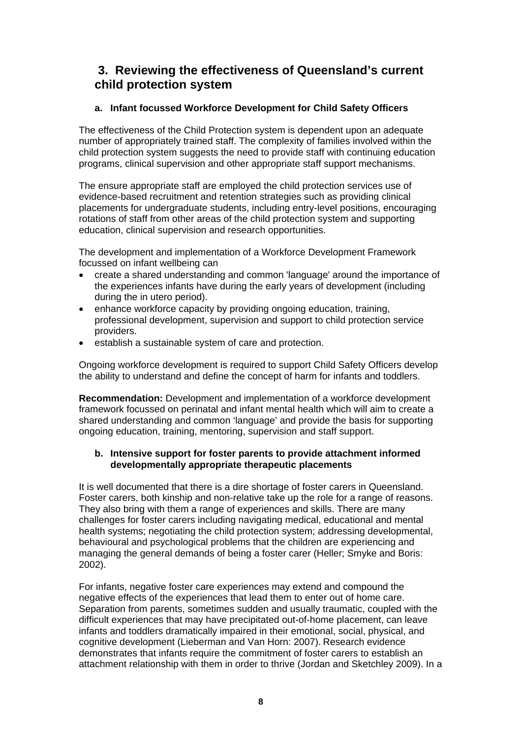# 3. Reviewing the effectiveness of Queensland's current child protection system

### a. Infant focussed Workforce Development for Child Safety Officers

The effectiveness of the Child Protection system is dependent upon an adequate number of appropriately trained staff. The complexity of families involved within the child protection system suggests the need to provide staff with continuing education programs, clinical supervision and other appropriate staff support mechanisms.

The ensure appropriate staff are employed the child protection services use of evidence-based recruitment and retention strategies such as providing clinical placements for undergraduate students, including entry-level positions, encouraging rotations of staff from other areas of the child protection system and supporting education, clinical supervision and research opportunities.

The development and implementation of a Workforce Development Framework focussed on infant wellbeing can

- create a shared understanding and common 'language' around the importance of the experiences infants have during the early years of development (including during the in utero period).
- enhance workforce capacity by providing ongoing education, training, professional development, supervision and support to child protection service providers.
- establish a sustainable system of care and protection.

Ongoing workforce development is required to support Child Safety Officers develop the ability to understand and define the concept of harm for infants and toddlers.

**Recommendation:** Development and implementation of a workforce development framework focussed on perinatal and infant mental health which will aim to create a shared understanding and common 'language' and provide the basis for supporting ongoing education, training, mentoring, supervision and staff support.

### b. Intensive support for foster parents to provide attachment informed developmentally appropriate therapeutic placements

It is well documented that there is a dire shortage of foster carers in Queensland. Foster carers, both kinship and non-relative take up the role for a range of reasons. They also bring with them a range of experiences and skills. There are many challenges for foster carers including navigating medical, educational and mental health systems; negotiating the child protection system; addressing developmental, behavioural and psychological problems that the children are experiencing and managing the general demands of being a foster carer (Heller; Smyke and Boris: 2002).

For infants, negative foster care experiences may extend and compound the negative effects of the experiences that lead them to enter out of home care. Separation from parents, sometimes sudden and usually traumatic, coupled with the difficult experiences that may have precipitated out-of-home placement, can leave infants and toddlers dramatically impaired in their emotional, social, physical, and cognitive development (Lieberman and Van Horn: 2007). Research evidence demonstrates that infants require the commitment of foster carers to establish an attachment relationship with them in order to thrive (Jordan and Sketchley 2009). In a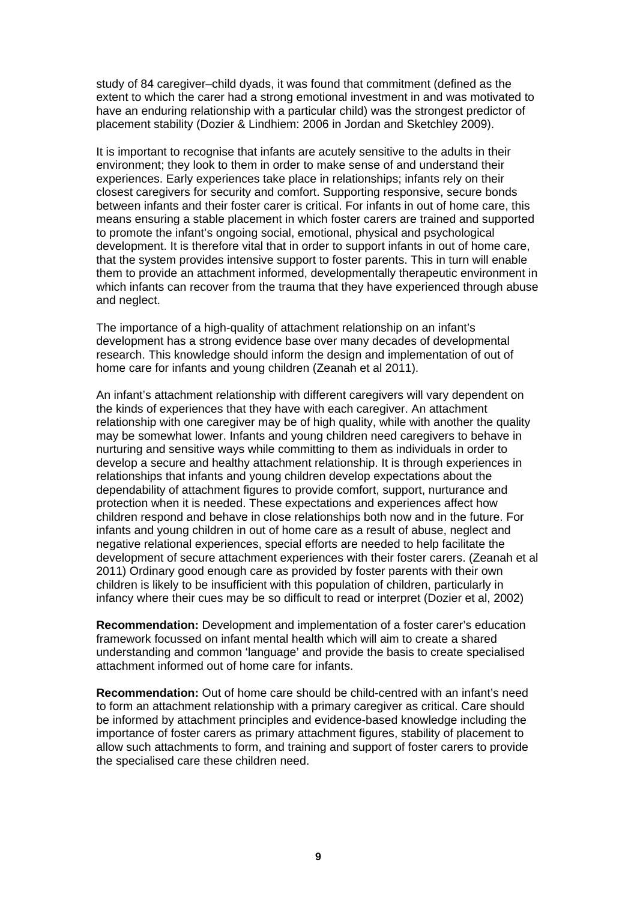study of 84 caregiver–child dyads, it was found that commitment (defined as the extent to which the carer had a strong emotional investment in and was motivated to have an enduring relationship with a particular child) was the strongest predictor of placement stability (Dozier & Lindhiem: 2006 in Jordan and Sketchley 2009).

It is important to recognise that infants are acutely sensitive to the adults in their environment; they look to them in order to make sense of and understand their experiences. Early experiences take place in relationships; infants rely on their closest caregivers for security and comfort. Supporting responsive, secure bonds between infants and their foster carer is critical. For infants in out of home care, this means ensuring a stable placement in which foster carers are trained and supported to promote the infant's ongoing social, emotional, physical and psychological development. It is therefore vital that in order to support infants in out of home care, that the system provides intensive support to foster parents. This in turn will enable them to provide an attachment informed, developmentally therapeutic environment in which infants can recover from the trauma that they have experienced through abuse and neglect.

The importance of a high-quality of attachment relationship on an infant's development has a strong evidence base over many decades of developmental research. This knowledge should inform the design and implementation of out of home care for infants and young children (Zeanah et al 2011).

An infant's attachment relationship with different caregivers will vary dependent on the kinds of experiences that they have with each caregiver. An attachment relationship with one caregiver may be of high quality, while with another the quality may be somewhat lower. Infants and young children need caregivers to behave in nurturing and sensitive ways while committing to them as individuals in order to develop a secure and healthy attachment relationship. It is through experiences in relationships that infants and young children develop expectations about the dependability of attachment figures to provide comfort, support, nurturance and protection when it is needed. These expectations and experiences affect how children respond and behave in close relationships both now and in the future. For infants and young children in out of home care as a result of abuse, neglect and negative relational experiences, special efforts are needed to help facilitate the development of secure attachment experiences with their foster carers. (Zeanah et al 2011) Ordinary good enough care as provided by foster parents with their own children is likely to be insufficient with this population of children, particularly in infancy where their cues may be so difficult to read or interpret (Dozier et al, 2002)

**Recommendation:** Development and implementation of a foster carer's education framework focussed on infant mental health which will aim to create a shared understanding and common 'language' and provide the basis to create specialised attachment informed out of home care for infants.

**Recommendation:** Out of home care should be child-centred with an infant's need to form an attachment relationship with a primary caregiver as critical. Care should be informed by attachment principles and evidence-based knowledge including the importance of foster carers as primary attachment figures, stability of placement to allow such attachments to form, and training and support of foster carers to provide the specialised care these children need.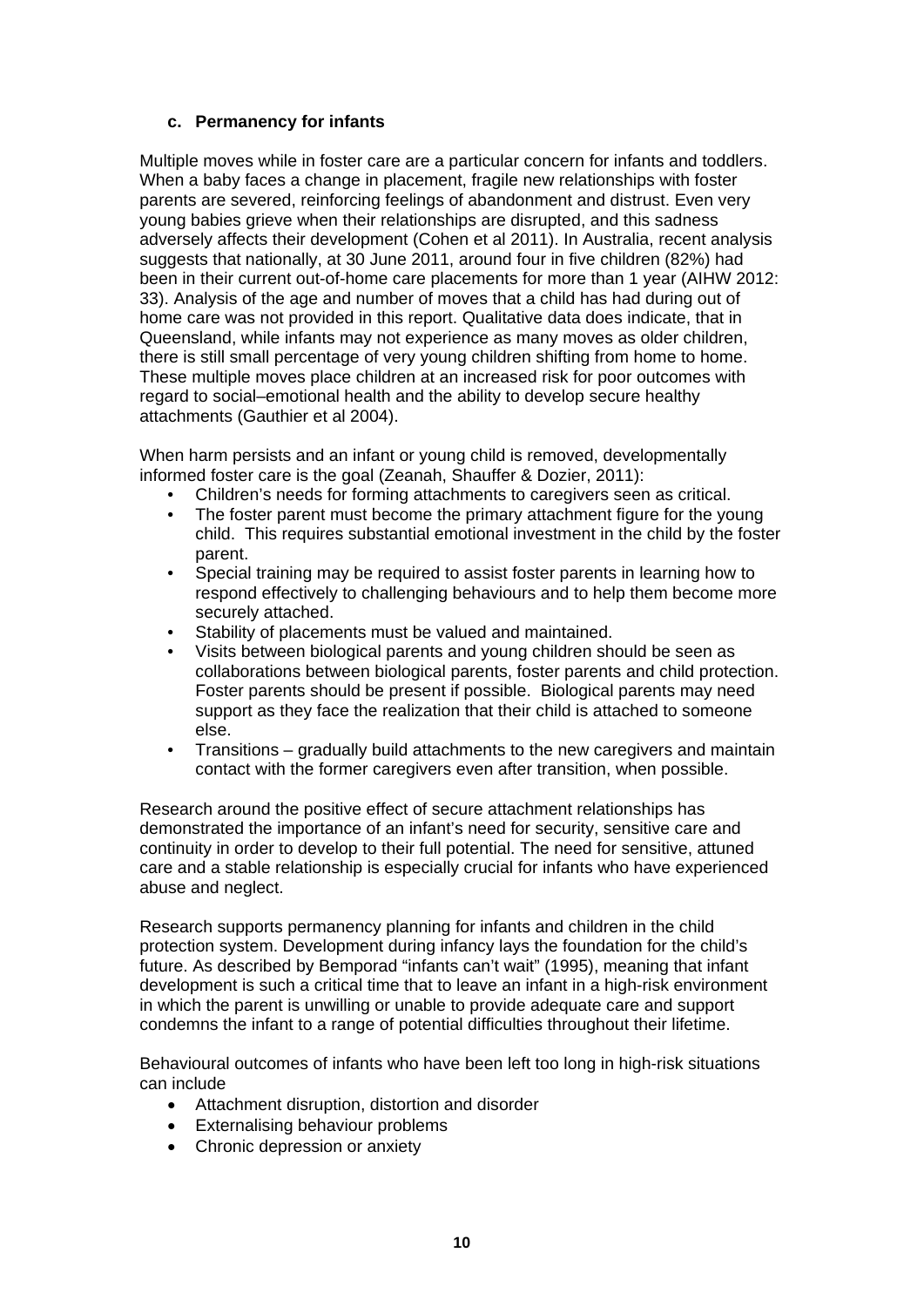### c. Permanency for infants

Multiple moves while in foster care are a particular concern for infants and toddlers. When a baby faces a change in placement, fragile new relationships with foster parents are severed, reinforcing feelings of abandonment and distrust. Even very young babies grieve when their relationships are disrupted, and this sadness adversely affects their development (Cohen et al 2011). In Australia, recent analysis suggests that nationally, at 30 June 2011, around four in five children (82%) had been in their current out-of-home care placements for more than 1 year (AIHW 2012: 33). Analysis of the age and number of moves that a child has had during out of home care was not provided in this report. Qualitative data does indicate, that in Queensland, while infants may not experience as many moves as older children, there is still small percentage of very young children shifting from home to home. These multiple moves place children at an increased risk for poor outcomes with regard to social–emotional health and the ability to develop secure healthy attachments (Gauthier et al 2004).

When harm persists and an infant or young child is removed, developmentally informed foster care is the goal (Zeanah, Shauffer & Dozier, 2011):

- Children's needs for forming attachments to caregivers seen as critical.
- The foster parent must become the primary attachment figure for the young child. This requires substantial emotional investment in the child by the foster parent.
- Special training may be required to assist foster parents in learning how to respond effectively to challenging behaviours and to help them become more securely attached.
- Stability of placements must be valued and maintained.
- Visits between biological parents and young children should be seen as collaborations between biological parents, foster parents and child protection. Foster parents should be present if possible. Biological parents may need support as they face the realization that their child is attached to someone else.
- Transitions – gradually build attachments to the new caregivers and maintain contact with the former caregivers even after transition, when possible.

Research around the positive effect of secure attachment relationships has demonstrated the importance of an infant's need for security, sensitive care and continuity in order to develop to their full potential. The need for sensitive, attuned care and a stable relationship is especially crucial for infants who have experienced abuse and neglect.

Research supports permanency planning for infants and children in the child protection system. Development during infancy lays the foundation for the child's future. As described by Bemporad "infants can't wait" (1995), meaning that infant development is such a critical time that to leave an infant in a high-risk environment in which the parent is unwilling or unable to provide adequate care and support condemns the infant to a range of potential difficulties throughout their lifetime.

Behavioural outcomes of infants who have been left too long in high-risk situations can include

- Attachment disruption, distortion and disorder
- Externalising behaviour problems
- Chronic depression or anxiety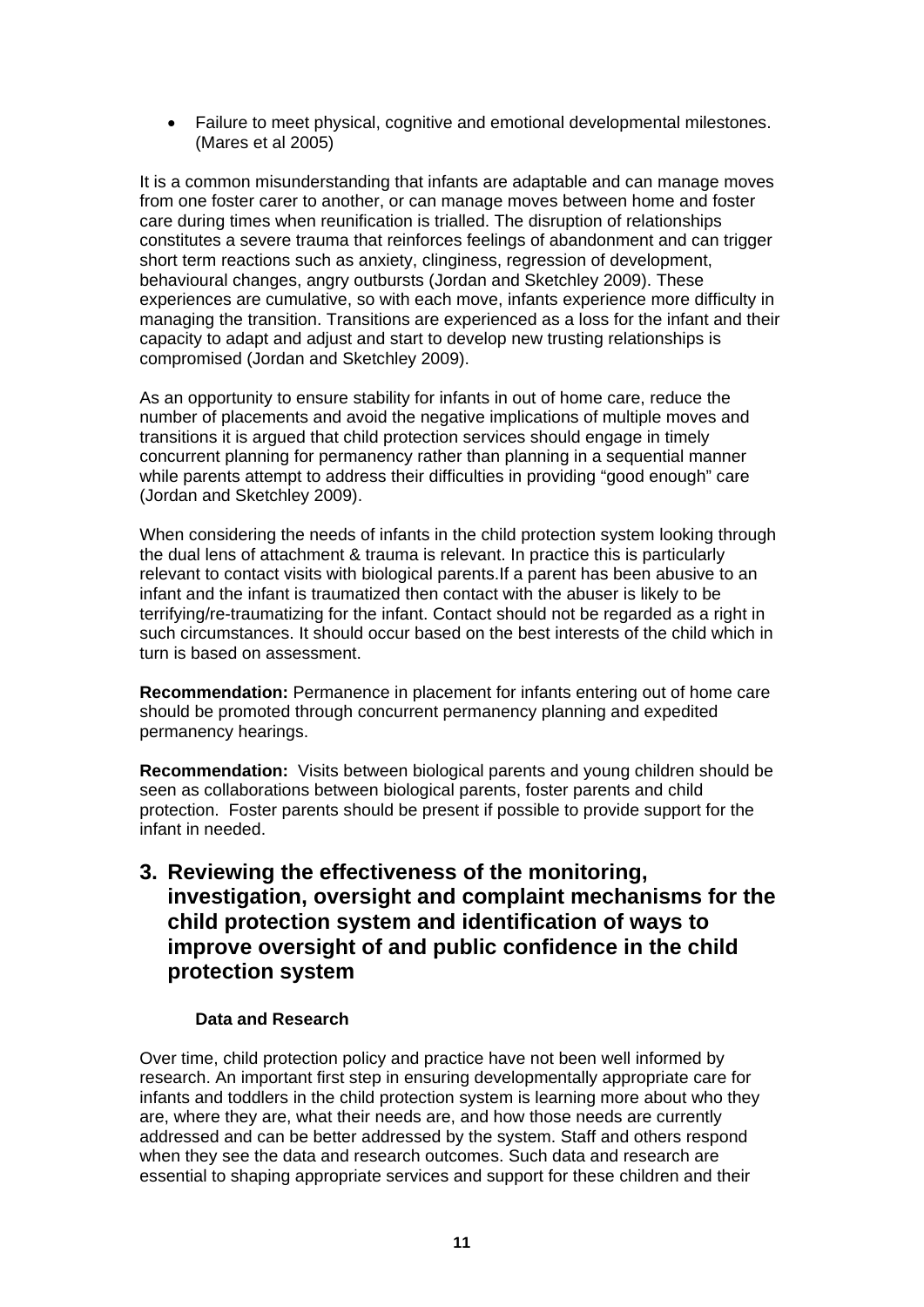- Failure to meet physical, cognitive and emotional developmental milestones. (Mares et al 2005)

It is a common misunderstanding that infants are adaptable and can manage moves from one foster carer to another, or can manage moves between home and foster care during times when reunification is trialled. The disruption of relationships constitutes a severe trauma that reinforces feelings of abandonment and can trigger short term reactions such as anxiety, clinginess, regression of development, behavioural changes, angry outbursts (Jordan and Sketchley 2009). These experiences are cumulative, so with each move, infants experience more difficulty in managing the transition. Transitions are experienced as a loss for the infant and their capacity to adapt and adjust and start to develop new trusting relationships is compromised (Jordan and Sketchley 2009).

As an opportunity to ensure stability for infants in out of home care, reduce the number of placements and avoid the negative implications of multiple moves and transitions it is argued that child protection services should engage in timely concurrent planning for permanency rather than planning in a sequential manner while parents attempt to address their difficulties in providing "good enough" care (Jordan and Sketchley 2009).

When considering the needs of infants in the child protection system looking through the dual lens of attachment & trauma is relevant. In practice this is particularly relevant to contact visits with biological parents.If a parent has been abusive to an infant and the infant is traumatized then contact with the abuser is likely to be terrifying/re-traumatizing for the infant. Contact should not be regarded as a right in such circumstances. It should occur based on the best interests of the child which in turn is based on assessment.

**Recommendation:** Permanence in placement for infants entering out of home care should be promoted through concurrent permanency planning and expedited permanency hearings.

**Recommendation:** Visits between biological parents and young children should be seen as collaborations between biological parents, foster parents and child protection. Foster parents should be present if possible to provide support for the infant in needed.

## 3. Reviewing the effectiveness of the monitoring, investigation, oversight and complaint mechanisms for the child protection system and identification of ways to improve oversight of and public confidence in the child protection system

### Data and Research

Over time, child protection policy and practice have not been well informed by research. An important first step in ensuring developmentally appropriate care for infants and toddlers in the child protection system is learning more about who they are, where they are, what their needs are, and how those needs are currently addressed and can be better addressed by the system. Staff and others respond when they see the data and research outcomes. Such data and research are essential to shaping appropriate services and support for these children and their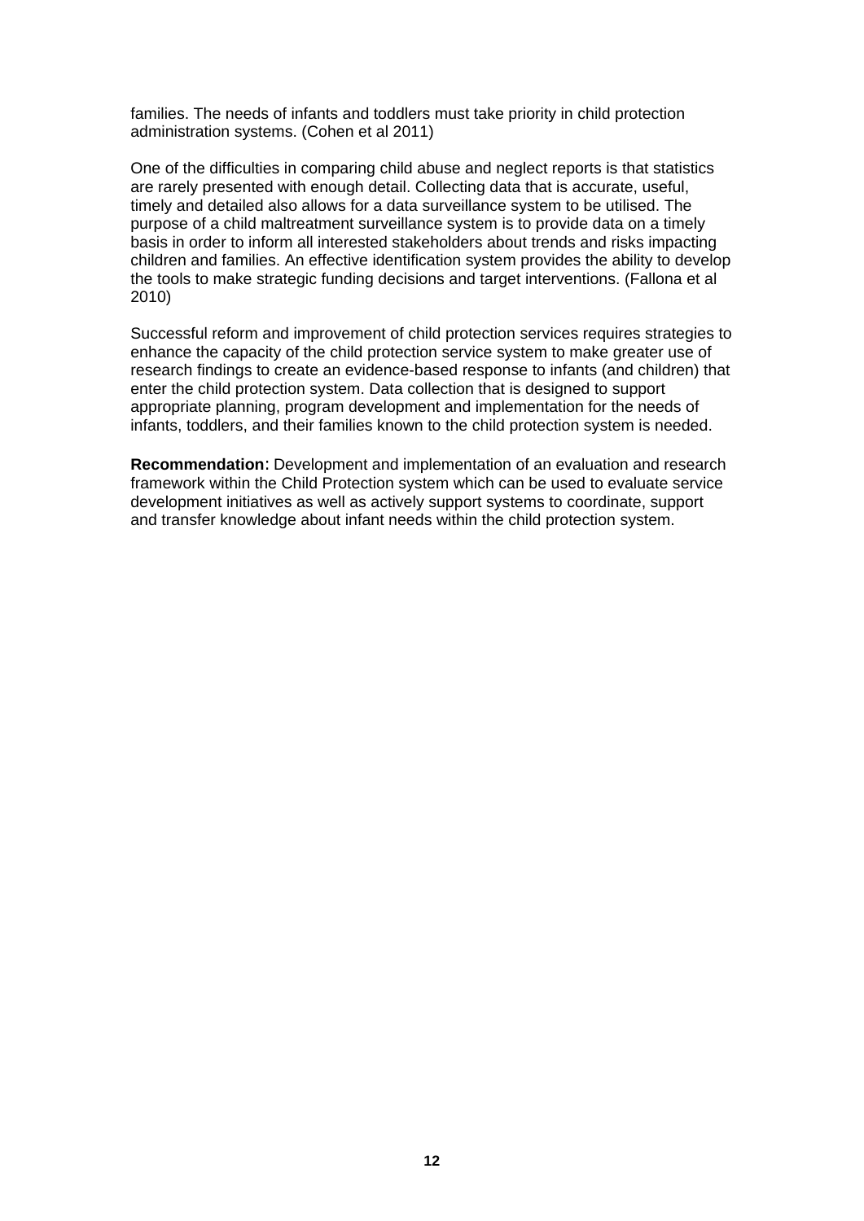families. The needs of infants and toddlers must take priority in child protection administration systems. (Cohen et al 2011)

One of the difficulties in comparing child abuse and neglect reports is that statistics are rarely presented with enough detail. Collecting data that is accurate, useful, timely and detailed also allows for a data surveillance system to be utilised. The purpose of a child maltreatment surveillance system is to provide data on a timely basis in order to inform all interested stakeholders about trends and risks impacting children and families. An effective identification system provides the ability to develop the tools to make strategic funding decisions and target interventions. (Fallona et al 2010)

Successful reform and improvement of child protection services requires strategies to enhance the capacity of the child protection service system to make greater use of research findings to create an evidence-based response to infants (and children) that enter the child protection system. Data collection that is designed to support appropriate planning, program development and implementation for the needs of infants, toddlers, and their families known to the child protection system is needed.

**Recommendation:** Development and implementation of an evaluation and research framework within the Child Protection system which can be used to evaluate service development initiatives as well as actively support systems to coordinate, support and transfer knowledge about infant needs within the child protection system.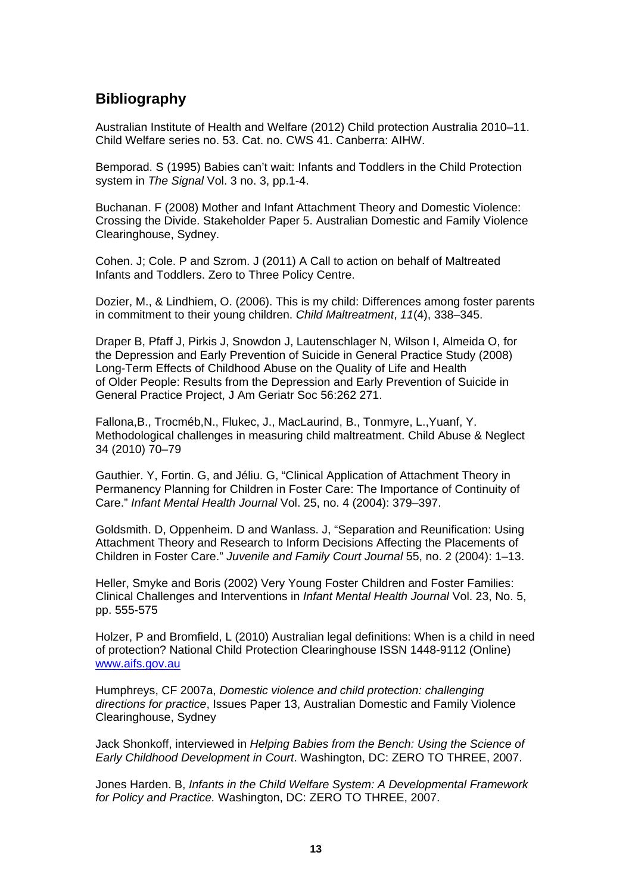## Bibliography

Australian Institute of Health and Welfare (2012) Child protection Australia 2010–11. Child Welfare series no. 53. Cat. no. CWS 41. Canberra: AIHW.

Bemporad. S (1995) Babies can't wait: Infants and Toddlers in the Child Protection system in *The Signal* Vol. 3 no. 3, pp.1-4.

Buchanan. F (2008) Mother and Infant Attachment Theory and Domestic Violence: Crossing the Divide. Stakeholder Paper 5. Australian Domestic and Family Violence Clearinghouse, Sydney.

Cohen. J; Cole. P and Szrom. J (2011) A Call to action on behalf of Maltreated Infants and Toddlers. Zero to Three Policy Centre.

Dozier, M., & Lindhiem, O. (2006). This is my child: Differences among foster parents in commitment to their young children. *Child Maltreatment*, *11*(4), 338–345.

Draper B, Pfaff J, Pirkis J, Snowdon J, Lautenschlager N, Wilson I, Almeida O, for the Depression and Early Prevention of Suicide in General Practice Study (2008) Long-Term Effects of Childhood Abuse on the Quality of Life and Health of Older People: Results from the Depression and Early Prevention of Suicide in General Practice Project, J Am Geriatr Soc 56:262 271.

Fallona,B., Trocméb,N., Flukec, J., MacLaurind, B., Tonmyre, L.,Yuanf, Y. Methodological challenges in measuring child maltreatment. Child Abuse & Neglect 34 (2010) 70–79

Gauthier. Y, Fortin. G, and Jéliu. G, "Clinical Application of Attachment Theory in Permanency Planning for Children in Foster Care: The Importance of Continuity of Care." *Infant Mental Health Journal* Vol. 25, no. 4 (2004): 379–397.

Goldsmith. D, Oppenheim. D and Wanlass. J, "Separation and Reunification: Using Attachment Theory and Research to Inform Decisions Affecting the Placements of Children in Foster Care." *Juvenile and Family Court Journal* 55, no. 2 (2004): 1–13.

Heller, Smyke and Boris (2002) Very Young Foster Children and Foster Families: Clinical Challenges and Interventions in *Infant Mental Health Journal* Vol. 23, No. 5, pp. 555-575

Holzer, P and Bromfield, L (2010) Australian legal definitions: When is a child in need of protection? National Child Protection Clearinghouse ISSN 1448-9112 (Online) www.aifs.gov.au

Humphreys, CF 2007a, *Domestic violence and child protection: challenging directions for practice*, Issues Paper 13, Australian Domestic and Family Violence Clearinghouse, Sydney

Jack Shonkoff, interviewed in *Helping Babies from the Bench: Using the Science of Early Childhood Development in Court*. Washington, DC: ZERO TO THREE, 2007.

Jones Harden. B, *Infants in the Child Welfare System: A Developmental Framework for Policy and Practice.* Washington, DC: ZERO TO THREE, 2007.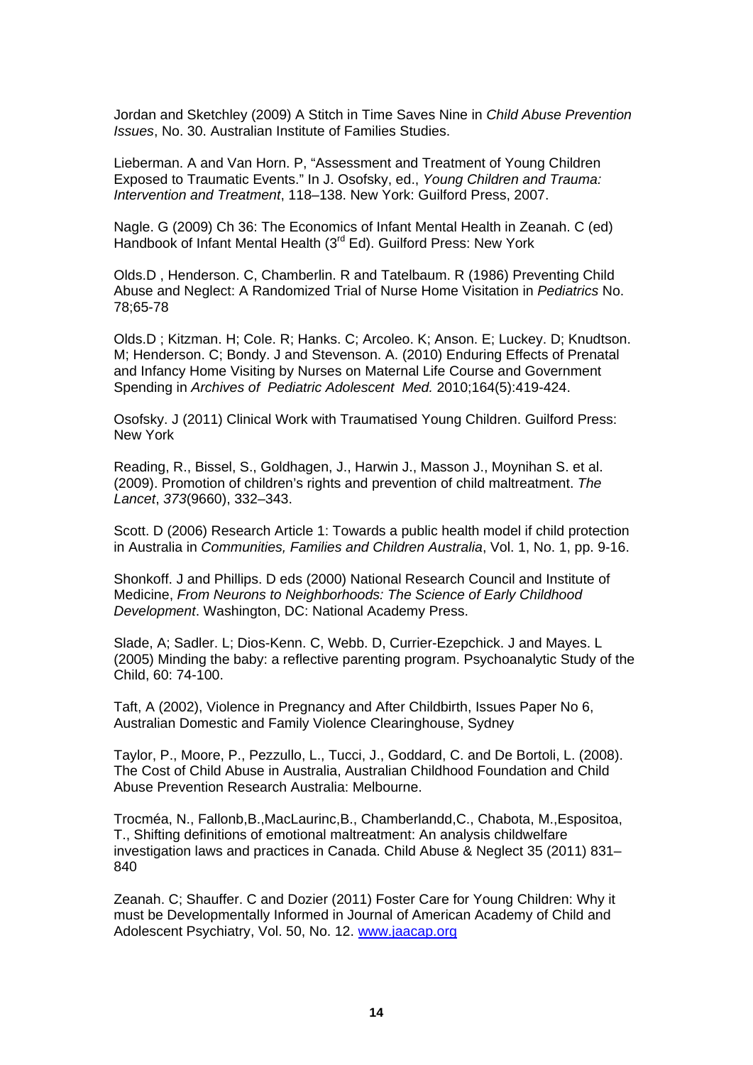Jordan and Sketchley (2009) A Stitch in Time Saves Nine in *Child Abuse Prevention Issues*, No. 30. Australian Institute of Families Studies.

Lieberman. A and Van Horn. P, "Assessment and Treatment of Young Children Exposed to Traumatic Events." In J. Osofsky, ed., *Young Children and Trauma: Intervention and Treatment*, 118–138. New York: Guilford Press, 2007.

Nagle. G (2009) Ch 36: The Economics of Infant Mental Health in Zeanah. C (ed) Handbook of Infant Mental Health (3rd Ed). Guilford Press: New York

Olds.D , Henderson. C, Chamberlin. R and Tatelbaum. R (1986) Preventing Child Abuse and Neglect: A Randomized Trial of Nurse Home Visitation in *Pediatrics* No. 78;65-78

Olds.D ; Kitzman. H; Cole. R; Hanks. C; Arcoleo. K; Anson. E; Luckey. D; Knudtson. M; Henderson. C; Bondy. J and Stevenson. A. (2010) Enduring Effects of Prenatal and Infancy Home Visiting by Nurses on Maternal Life Course and Government Spending in *Archives of Pediatric Adolescent Med.* 2010;164(5):419-424.

Osofsky. J (2011) Clinical Work with Traumatised Young Children. Guilford Press: New York

Reading, R., Bissel, S., Goldhagen, J., Harwin J., Masson J., Moynihan S. et al. (2009). Promotion of children's rights and prevention of child maltreatment. *The Lancet*, *373*(9660), 332–343.

Scott. D (2006) Research Article 1: Towards a public health model if child protection in Australia in *Communities, Families and Children Australia*, Vol. 1, No. 1, pp. 9-16.

Shonkoff. J and Phillips. D eds (2000) National Research Council and Institute of Medicine, *From Neurons to Neighborhoods: The Science of Early Childhood Development*. Washington, DC: National Academy Press.

Slade, A; Sadler. L; Dios-Kenn. C, Webb. D, Currier-Ezepchick. J and Mayes. L (2005) Minding the baby: a reflective parenting program. Psychoanalytic Study of the Child, 60: 74-100.

Taft, A (2002), Violence in Pregnancy and After Childbirth, Issues Paper No 6, Australian Domestic and Family Violence Clearinghouse, Sydney

Taylor, P., Moore, P., Pezzullo, L., Tucci, J., Goddard, C. and De Bortoli, L. (2008). The Cost of Child Abuse in Australia, Australian Childhood Foundation and Child Abuse Prevention Research Australia: Melbourne.

Trocméa, N., Fallonb,B.,MacLaurinc,B., Chamberlandd,C., Chabota, M.,Espositoa, T., Shifting definitions of emotional maltreatment: An analysis childwelfare investigation laws and practices in Canada. Child Abuse & Neglect 35 (2011) 831–840

Zeanah. C; Shauffer. C and Dozier (2011) Foster Care for Young Children: Why it must be Developmentally Informed in Journal of American Academy of Child and Adolescent Psychiatry, Vol. 50, No. 12. www.jaacap.org